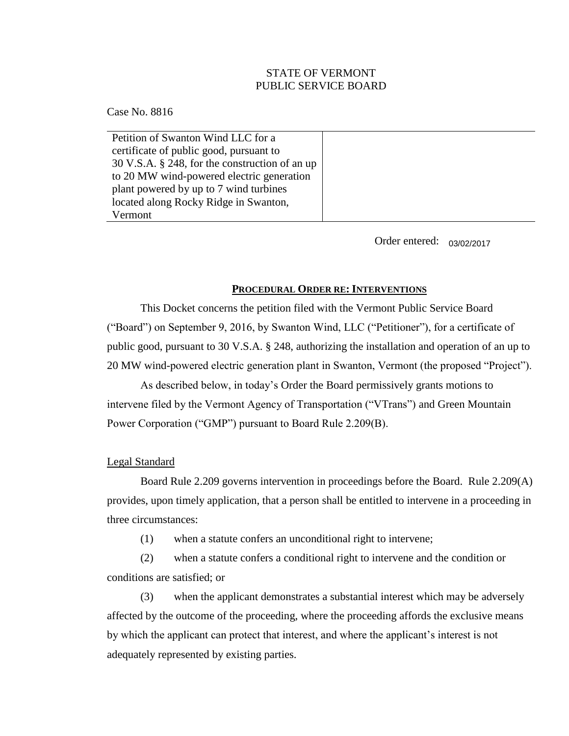STATE OF VERMONT
PUBLIC SERVICE BOARD

Case No. 8816

| Petition of Swanton Wind LLC for a certificate of public good, pursuant to 30 V.S.A. § 248, for the construction of an up to 20 MW wind-powered electric generation plant powered by up to 7 wind turbines located along Rocky Ridge in Swanton, Vermont | |
|---|---|

Order entered: 03/02/2017

## **PROCEDURAL ORDER RE: INTERVENTIONS**

This Docket concerns the petition filed with the Vermont Public Service Board ("Board") on September 9, 2016, by Swanton Wind, LLC ("Petitioner"), for a certificate of public good, pursuant to 30 V.S.A. § 248, authorizing the installation and operation of an up to 20 MW wind-powered electric generation plant in Swanton, Vermont (the proposed "Project").

As described below, in today's Order the Board permissively grants motions to intervene filed by the Vermont Agency of Transportation ("VTrans") and Green Mountain Power Corporation ("GMP") pursuant to Board Rule 2.209(B).

### Legal Standard

Board Rule 2.209 governs intervention in proceedings before the Board. Rule 2.209(A) provides, upon timely application, that a person shall be entitled to intervene in a proceeding in three circumstances:

(1) when a statute confers an unconditional right to intervene;

(2) when a statute confers a conditional right to intervene and the condition or conditions are satisfied; or

(3) when the applicant demonstrates a substantial interest which may be adversely affected by the outcome of the proceeding, where the proceeding affords the exclusive means by which the applicant can protect that interest, and where the applicant's interest is not adequately represented by existing parties.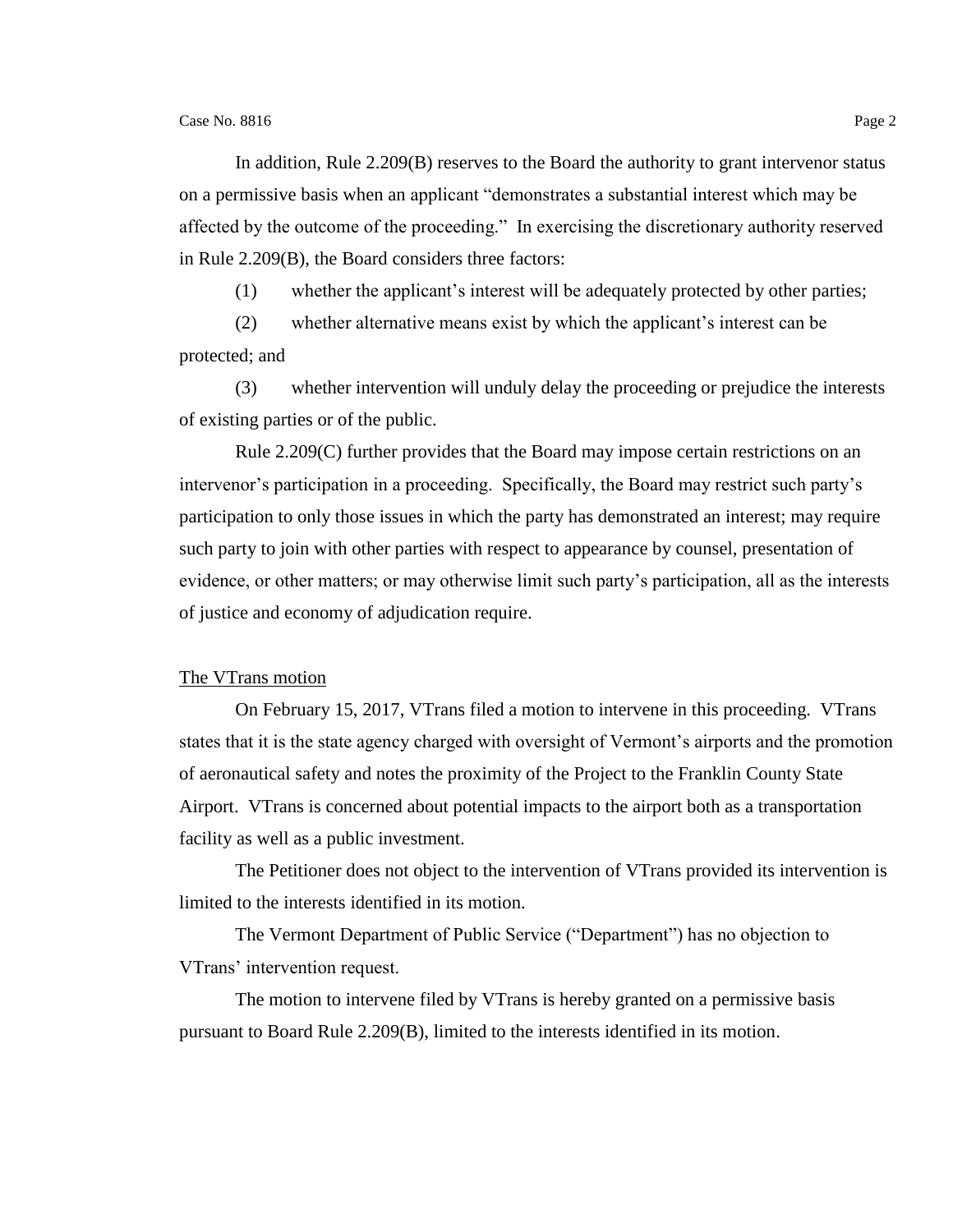In addition, Rule 2.209(B) reserves to the Board the authority to grant intervenor status on a permissive basis when an applicant "demonstrates a substantial interest which may be affected by the outcome of the proceeding." In exercising the discretionary authority reserved in Rule 2.209(B), the Board considers three factors:

(1) whether the applicant's interest will be adequately protected by other parties;

(2) whether alternative means exist by which the applicant's interest can be protected; and

(3) whether intervention will unduly delay the proceeding or prejudice the interests of existing parties or of the public.

Rule 2.209(C) further provides that the Board may impose certain restrictions on an intervenor's participation in a proceeding. Specifically, the Board may restrict such party's participation to only those issues in which the party has demonstrated an interest; may require such party to join with other parties with respect to appearance by counsel, presentation of evidence, or other matters; or may otherwise limit such party's participation, all as the interests of justice and economy of adjudication require.

<u>The VTrans motion</u>

On February 15, 2017, VTrans filed a motion to intervene in this proceeding. VTrans states that it is the state agency charged with oversight of Vermont's airports and the promotion of aeronautical safety and notes the proximity of the Project to the Franklin County State Airport. VTrans is concerned about potential impacts to the airport both as a transportation facility as well as a public investment.

The Petitioner does not object to the intervention of VTrans provided its intervention is limited to the interests identified in its motion.

The Vermont Department of Public Service ("Department") has no objection to VTrans' intervention request.

The motion to intervene filed by VTrans is hereby granted on a permissive basis pursuant to Board Rule 2.209(B), limited to the interests identified in its motion.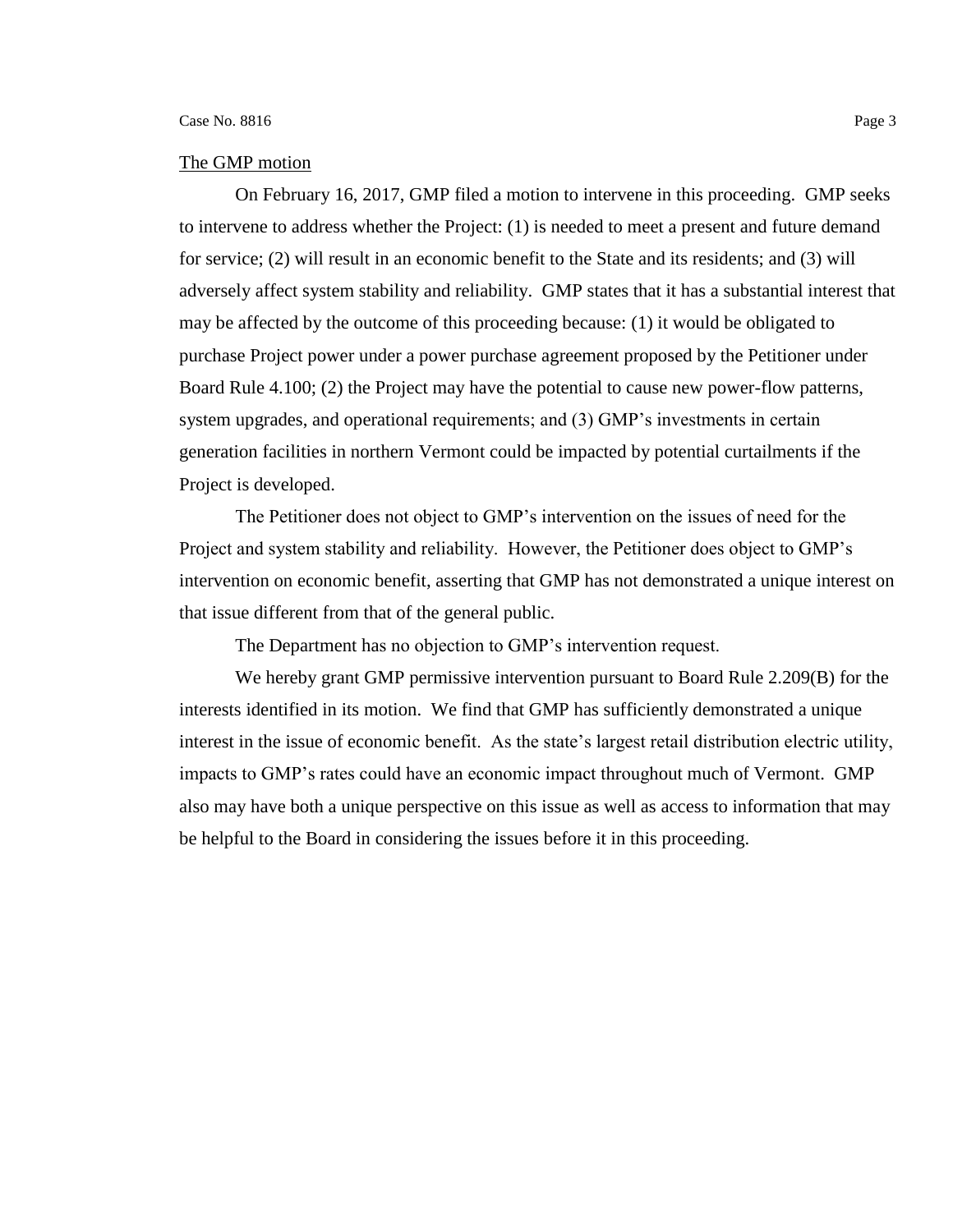The GMP motion

On February 16, 2017, GMP filed a motion to intervene in this proceeding. GMP seeks to intervene to address whether the Project: (1) is needed to meet a present and future demand for service; (2) will result in an economic benefit to the State and its residents; and (3) will adversely affect system stability and reliability. GMP states that it has a substantial interest that may be affected by the outcome of this proceeding because: (1) it would be obligated to purchase Project power under a power purchase agreement proposed by the Petitioner under Board Rule 4.100; (2) the Project may have the potential to cause new power-flow patterns, system upgrades, and operational requirements; and (3) GMP's investments in certain generation facilities in northern Vermont could be impacted by potential curtailments if the Project is developed.

The Petitioner does not object to GMP's intervention on the issues of need for the Project and system stability and reliability. However, the Petitioner does object to GMP's intervention on economic benefit, asserting that GMP has not demonstrated a unique interest on that issue different from that of the general public.

The Department has no objection to GMP's intervention request.

We hereby grant GMP permissive intervention pursuant to Board Rule 2.209(B) for the interests identified in its motion. We find that GMP has sufficiently demonstrated a unique interest in the issue of economic benefit. As the state's largest retail distribution electric utility, impacts to GMP's rates could have an economic impact throughout much of Vermont. GMP also may have both a unique perspective on this issue as well as access to information that may be helpful to the Board in considering the issues before it in this proceeding.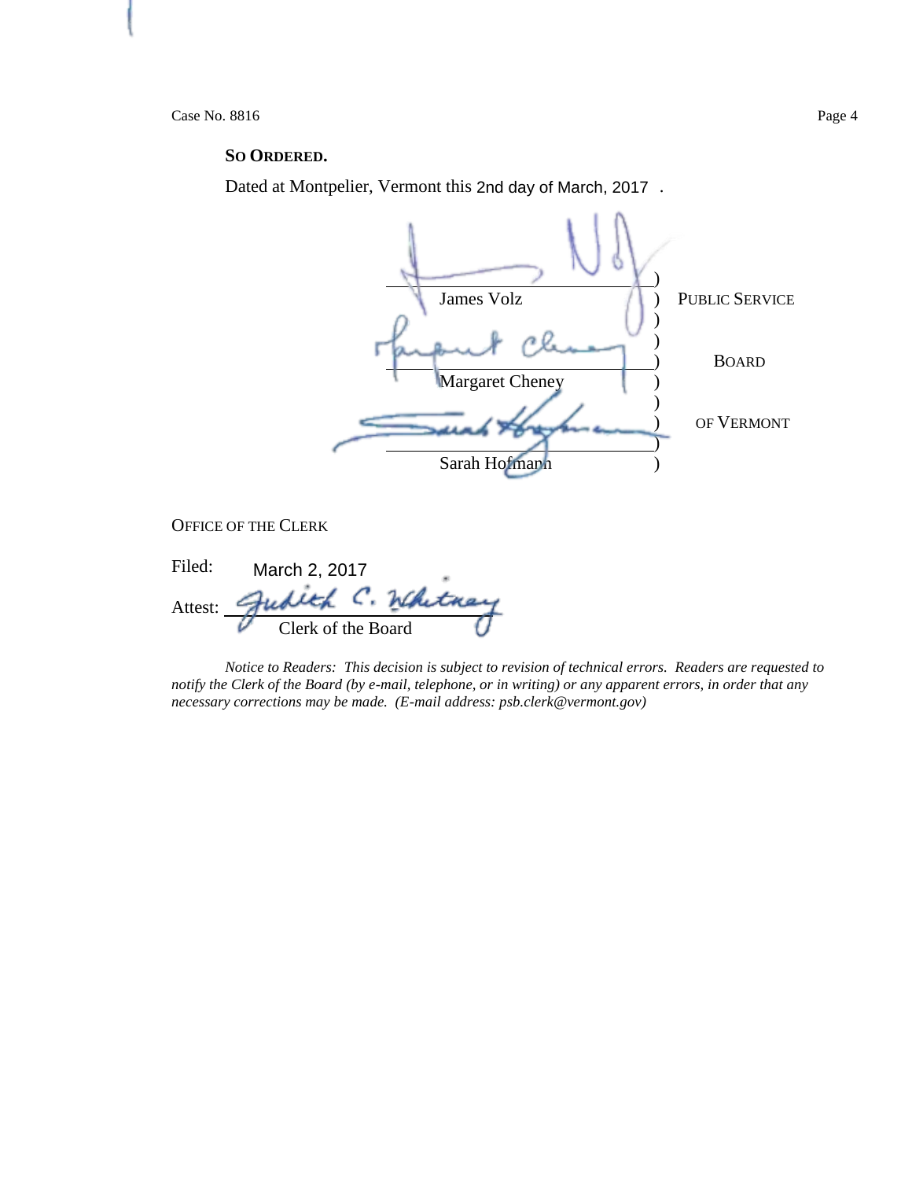**SO ORDERED.**

Dated at Montpelier, Vermont this 2nd day of March, 2017 .

| | | |
|---|---|---|
| James Volz | ) | PUBLIC SERVICE |
| | ) | |
| Margaret Cheney | ) | BOARD |
| | ) | |
| Sarah Hofmann | ) | OF VERMONT |

OFFICE OF THE CLERK

Filed: March 2, 2017

Attest: ______________________
Clerk of the Board

*Notice to Readers: This decision is subject to revision of technical errors. Readers are requested to notify the Clerk of the Board (by e-mail, telephone, or in writing) or any apparent errors, in order that any necessary corrections may be made. (E-mail address: psb.clerk@vermont.gov)*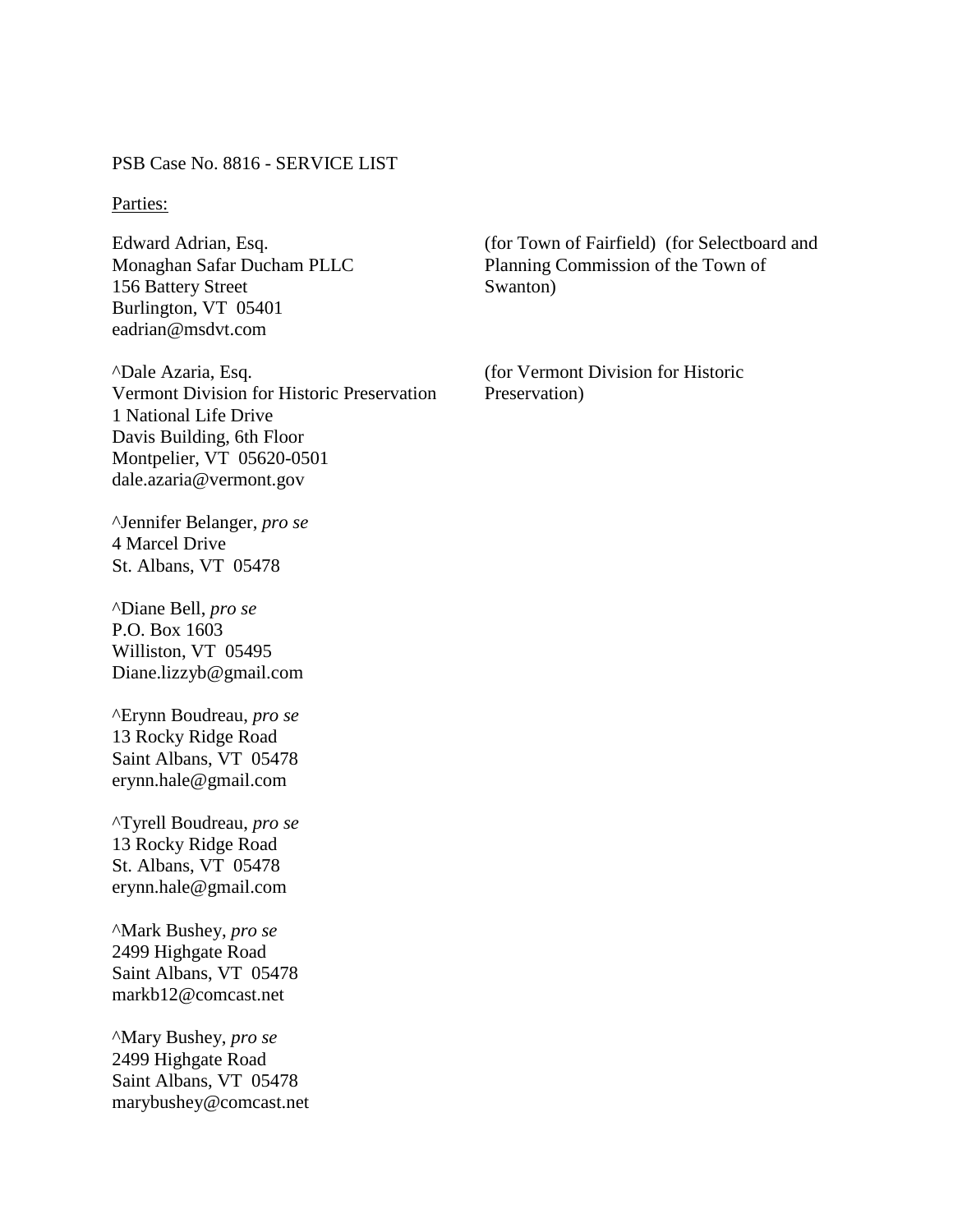PSB Case No. 8816 - SERVICE LIST

Parties:

Edward Adrian, Esq.
Monaghan Safar Ducham PLLC
156 Battery Street
Burlington, VT 05401
eadrian@msdvt.com

(for Town of Fairfield) (for Selectboard and Planning Commission of the Town of Swanton)

^Dale Azaria, Esq.
Vermont Division for Historic Preservation
1 National Life Drive
Davis Building, 6th Floor
Montpelier, VT 05620-0501
dale.azaria@vermont.gov

(for Vermont Division for Historic Preservation)

^Jennifer Belanger, *pro se*
4 Marcel Drive
St. Albans, VT 05478

^Diane Bell, *pro se*
P.O. Box 1603
Williston, VT 05495
Diane.lizzyb@gmail.com

^Erynn Boudreau, *pro se*
13 Rocky Ridge Road
Saint Albans, VT 05478
erynn.hale@gmail.com

^Tyrell Boudreau, *pro se*
13 Rocky Ridge Road
St. Albans, VT 05478
erynn.hale@gmail.com

^Mark Bushey, *pro se*
2499 Highgate Road
Saint Albans, VT 05478
markb12@comcast.net

^Mary Bushey, *pro se*
2499 Highgate Road
Saint Albans, VT 05478
marybushey@comcast.net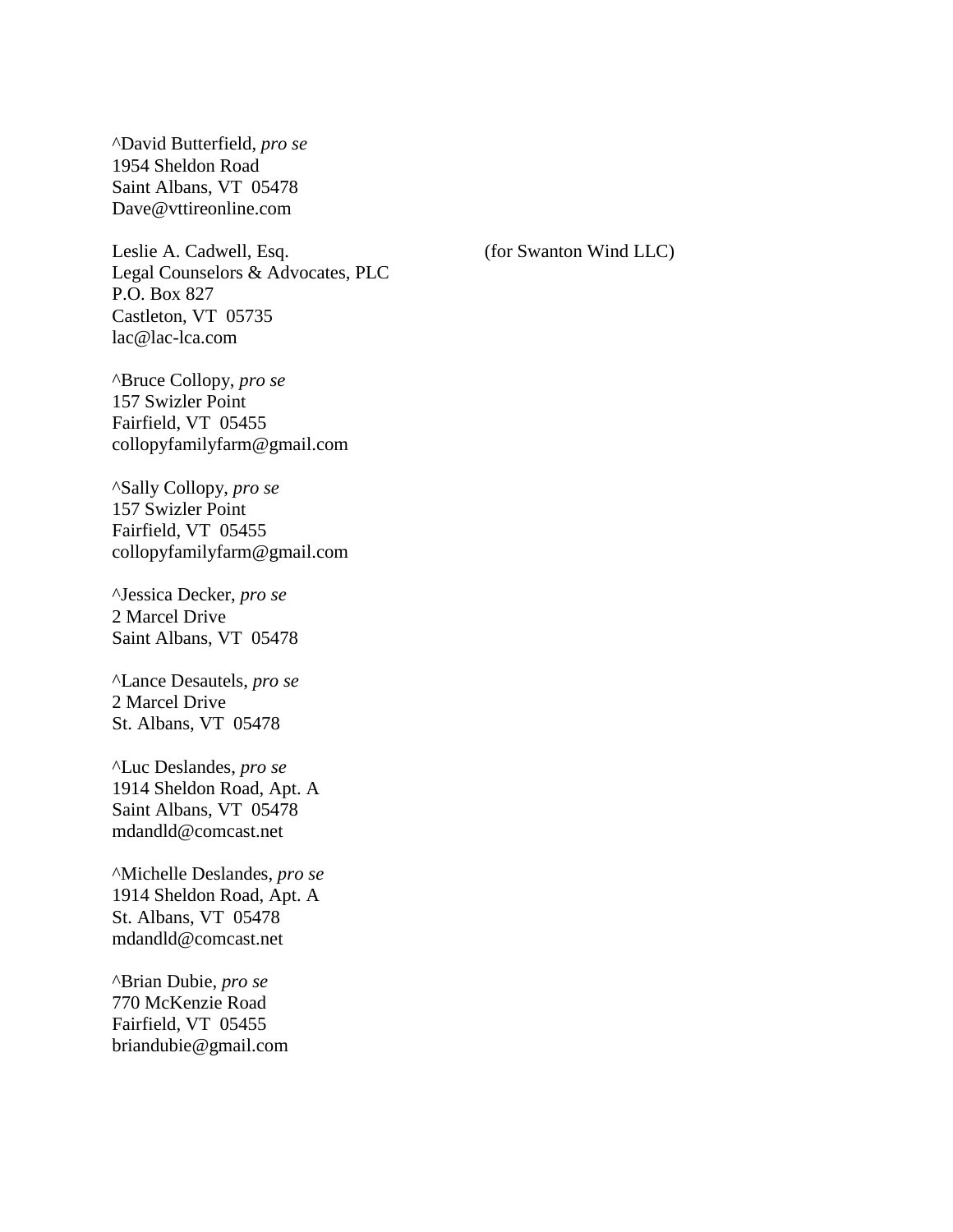^David Butterfield, *pro se*
1954 Sheldon Road
Saint Albans, VT 05478
Dave@vttireonline.com

Leslie A. Cadwell, Esq. (for Swanton Wind LLC)
Legal Counselors & Advocates, PLC
P.O. Box 827
Castleton, VT 05735
lac@lac-lca.com

^Bruce Collopy, *pro se*
157 Swizler Point
Fairfield, VT 05455
collopyfamilyfarm@gmail.com

^Sally Collopy, *pro se*
157 Swizler Point
Fairfield, VT 05455
collopyfamilyfarm@gmail.com

^Jessica Decker, *pro se*
2 Marcel Drive
Saint Albans, VT 05478

^Lance Desautels, *pro se*
2 Marcel Drive
St. Albans, VT 05478

^Luc Deslandes, *pro se*
1914 Sheldon Road, Apt. A
Saint Albans, VT 05478
mdandld@comcast.net

^Michelle Deslandes, *pro se*
1914 Sheldon Road, Apt. A
St. Albans, VT 05478
mdandld@comcast.net

^Brian Dubie, *pro se*
770 McKenzie Road
Fairfield, VT 05455
briandubie@gmail.com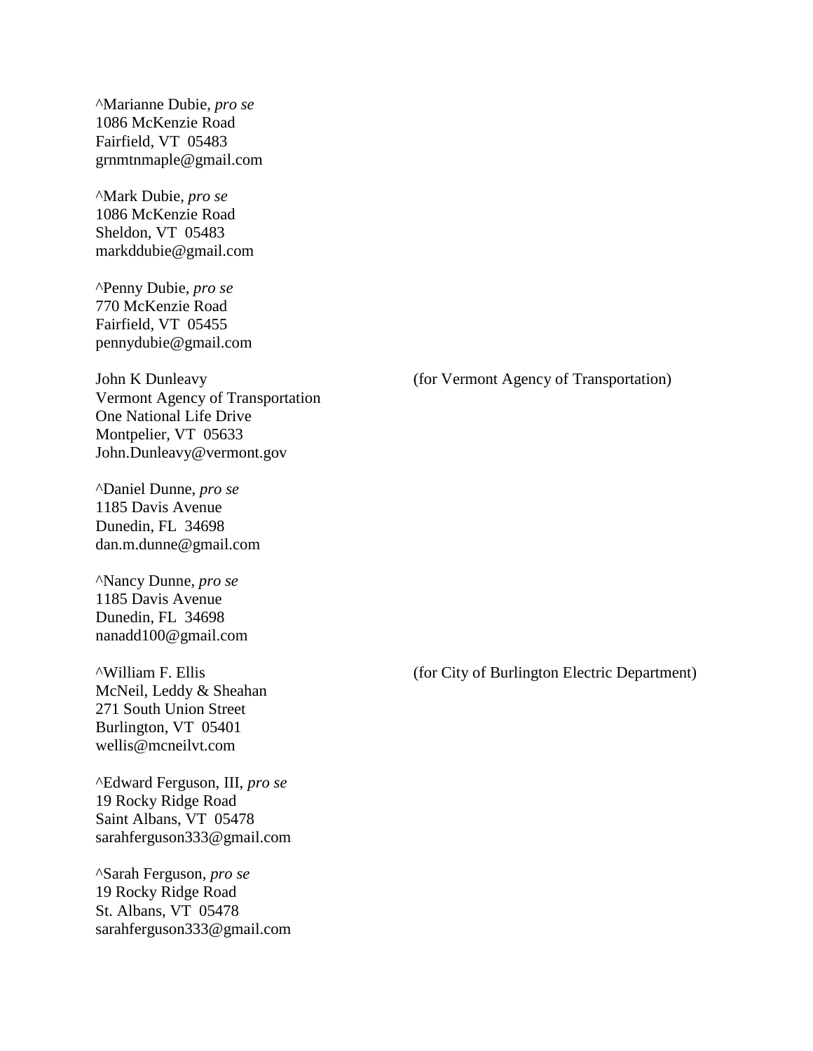^Marianne Dubie, *pro se*
1086 McKenzie Road
Fairfield, VT 05483
grnmtnmaple@gmail.com

^Mark Dubie, *pro se*
1086 McKenzie Road
Sheldon, VT 05483
markddubie@gmail.com

^Penny Dubie, *pro se*
770 McKenzie Road
Fairfield, VT 05455
pennydubie@gmail.com

John K Dunleavy (for Vermont Agency of Transportation)
Vermont Agency of Transportation
One National Life Drive
Montpelier, VT 05633
John.Dunleavy@vermont.gov

^Daniel Dunne, *pro se*
1185 Davis Avenue
Dunedin, FL 34698
dan.m.dunne@gmail.com

^Nancy Dunne, *pro se*
1185 Davis Avenue
Dunedin, FL 34698
nanadd100@gmail.com

^William F. Ellis (for City of Burlington Electric Department)
McNeil, Leddy & Sheahan
271 South Union Street
Burlington, VT 05401
wellis@mcneilvt.com

^Edward Ferguson, III, *pro se*
19 Rocky Ridge Road
Saint Albans, VT 05478
sarahferguson333@gmail.com

^Sarah Ferguson, *pro se*
19 Rocky Ridge Road
St. Albans, VT 05478
sarahferguson333@gmail.com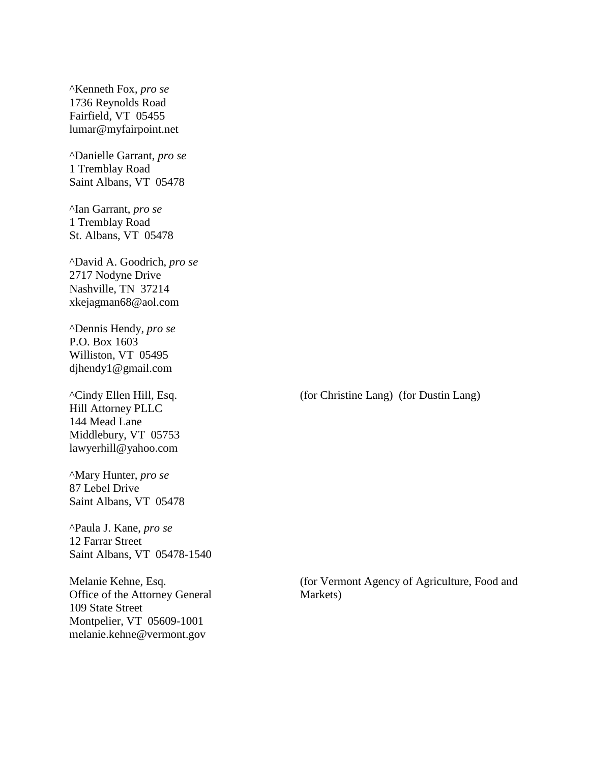^Kenneth Fox, *pro se*
1736 Reynolds Road
Fairfield, VT 05455
lumar@myfairpoint.net

^Danielle Garrant, *pro se*
1 Tremblay Road
Saint Albans, VT 05478

^Ian Garrant, *pro se*
1 Tremblay Road
St. Albans, VT 05478

^David A. Goodrich, *pro se*
2717 Nodyne Drive
Nashville, TN 37214
xkejagman68@aol.com

^Dennis Hendy, *pro se*
P.O. Box 1603
Williston, VT 05495
djhendy1@gmail.com

^Cindy Ellen Hill, Esq. (for Christine Lang) (for Dustin Lang)
Hill Attorney PLLC
144 Mead Lane
Middlebury, VT 05753
lawyerhill@yahoo.com

^Mary Hunter, *pro se*
87 Lebel Drive
Saint Albans, VT 05478

^Paula J. Kane, *pro se*
12 Farrar Street
Saint Albans, VT 05478-1540

Melanie Kehne, Esq. (for Vermont Agency of Agriculture, Food and Markets)
Office of the Attorney General
109 State Street
Montpelier, VT 05609-1001
melanie.kehne@vermont.gov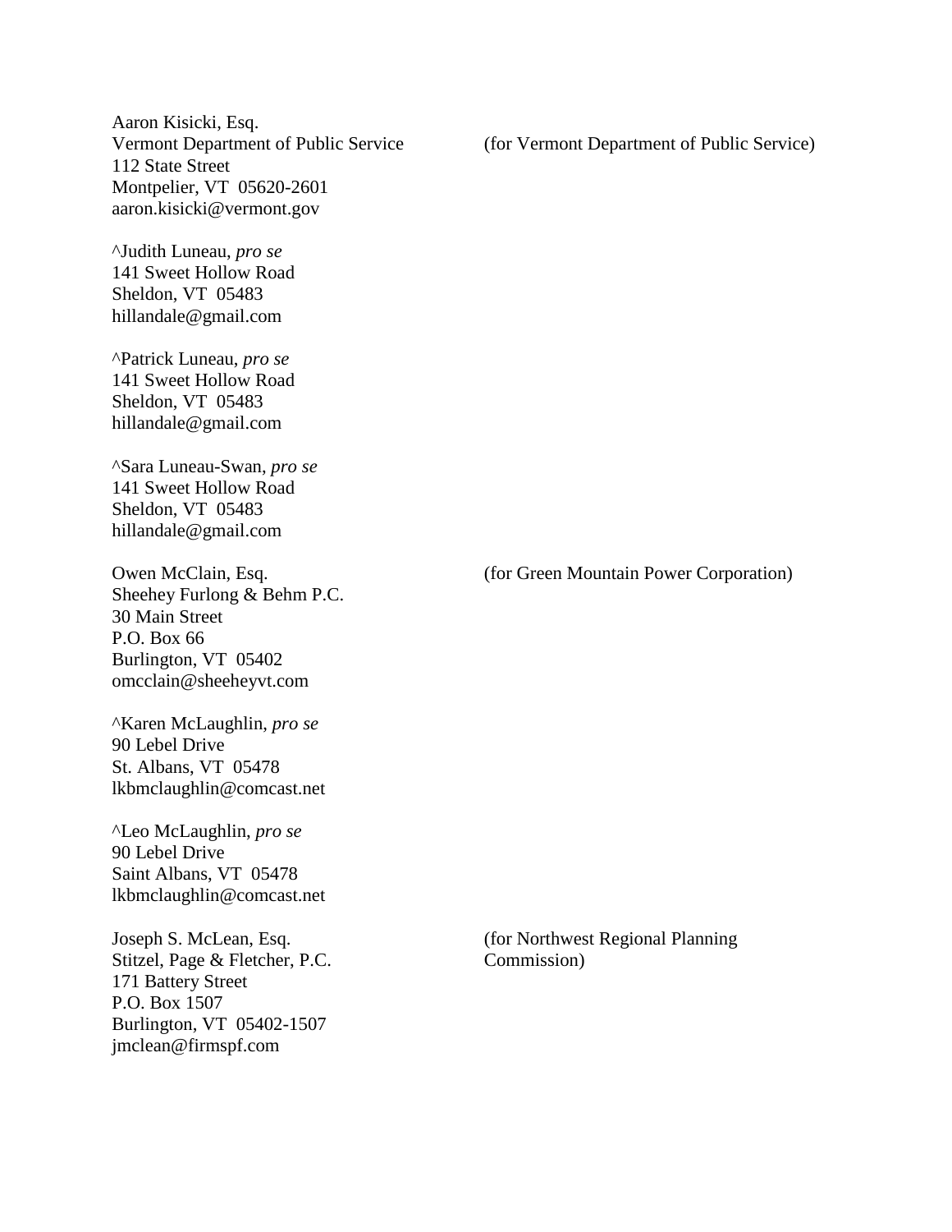Aaron Kisicki, Esq.
Vermont Department of Public Service
112 State Street
Montpelier, VT 05620-2601
aaron.kisicki@vermont.gov

(for Vermont Department of Public Service)

^Judith Luneau, *pro se*
141 Sweet Hollow Road
Sheldon, VT 05483
hillandale@gmail.com

^Patrick Luneau, *pro se*
141 Sweet Hollow Road
Sheldon, VT 05483
hillandale@gmail.com

^Sara Luneau-Swan, *pro se*
141 Sweet Hollow Road
Sheldon, VT 05483
hillandale@gmail.com

Owen McClain, Esq.
Sheehey Furlong & Behm P.C.
30 Main Street
P.O. Box 66
Burlington, VT 05402
omcclain@sheeheyvt.com

(for Green Mountain Power Corporation)

^Karen McLaughlin, *pro se*
90 Lebel Drive
St. Albans, VT 05478
lkbmclaughlin@comcast.net

^Leo McLaughlin, *pro se*
90 Lebel Drive
Saint Albans, VT 05478
lkbmclaughlin@comcast.net

Joseph S. McLean, Esq.
Stitzel, Page & Fletcher, P.C.
171 Battery Street
P.O. Box 1507
Burlington, VT 05402-1507
jmclean@firmspf.com

(for Northwest Regional Planning Commission)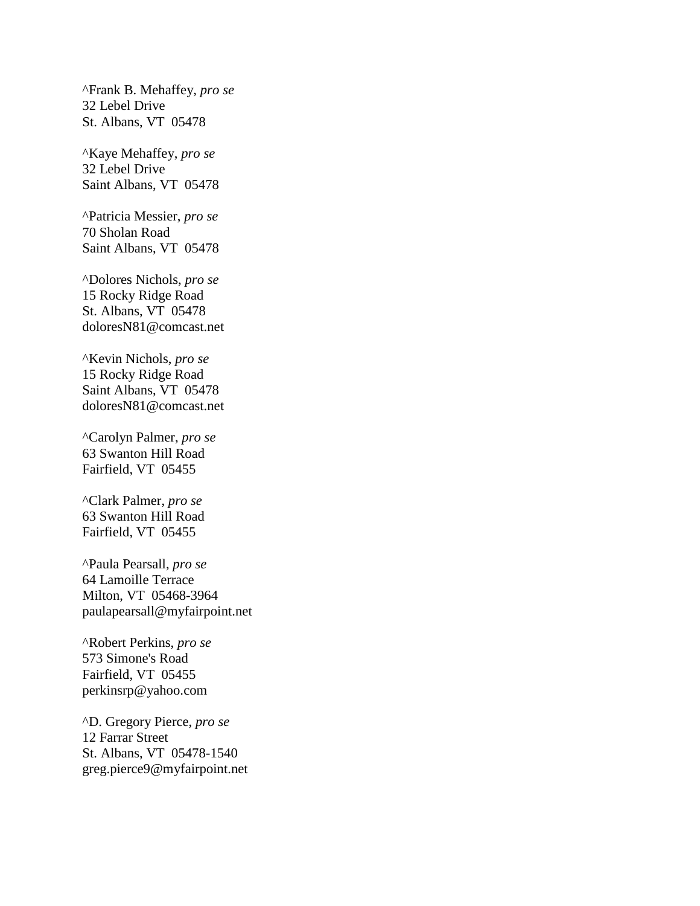^Frank B. Mehaffey, *pro se*
32 Lebel Drive
St. Albans, VT  05478

^Kaye Mehaffey, *pro se*
32 Lebel Drive
Saint Albans, VT  05478

^Patricia Messier, *pro se*
70 Sholan Road
Saint Albans, VT  05478

^Dolores Nichols, *pro se*
15 Rocky Ridge Road
St. Albans, VT  05478
doloresN81@comcast.net

^Kevin Nichols, *pro se*
15 Rocky Ridge Road
Saint Albans, VT  05478
doloresN81@comcast.net

^Carolyn Palmer, *pro se*
63 Swanton Hill Road
Fairfield, VT  05455

^Clark Palmer, *pro se*
63 Swanton Hill Road
Fairfield, VT  05455

^Paula Pearsall, *pro se*
64 Lamoille Terrace
Milton, VT  05468-3964
paulapearsall@myfairpoint.net

^Robert Perkins, *pro se*
573 Simone's Road
Fairfield, VT  05455
perkinsrp@yahoo.com

^D. Gregory Pierce, *pro se*
12 Farrar Street
St. Albans, VT  05478-1540
greg.pierce9@myfairpoint.net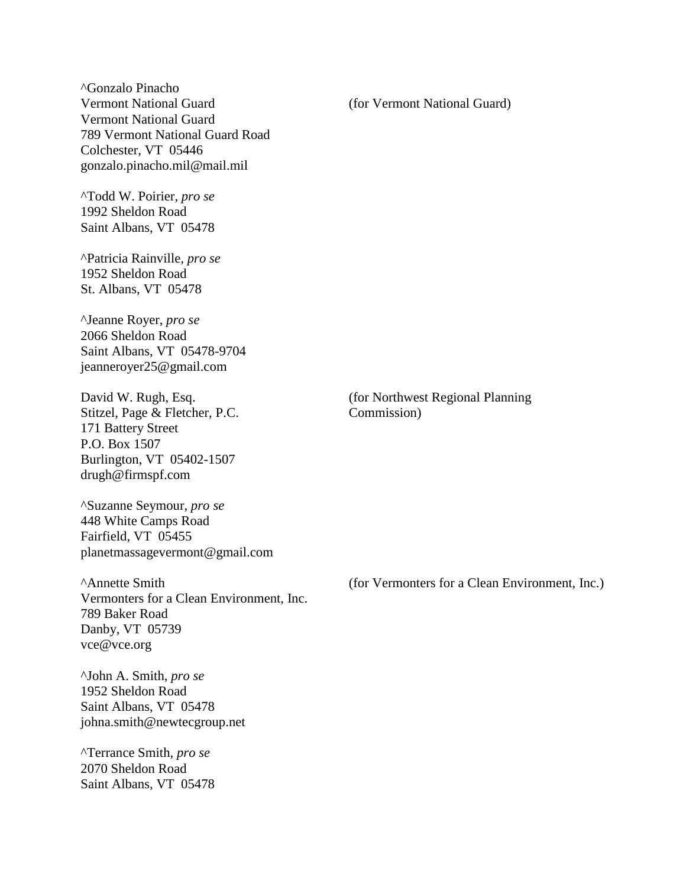^Gonzalo Pinacho  
Vermont National Guard (for Vermont National Guard)  
Vermont National Guard  
789 Vermont National Guard Road  
Colchester, VT 05446  
gonzalo.pinacho.mil@mail.mil

^Todd W. Poirier, *pro se*  
1992 Sheldon Road  
Saint Albans, VT 05478

^Patricia Rainville, *pro se*  
1952 Sheldon Road  
St. Albans, VT 05478

^Jeanne Royer, *pro se*  
2066 Sheldon Road  
Saint Albans, VT 05478-9704  
jeanneroyer25@gmail.com

David W. Rugh, Esq. (for Northwest Regional Planning Commission)  
Stitzel, Page & Fletcher, P.C.  
171 Battery Street  
P.O. Box 1507  
Burlington, VT 05402-1507  
drugh@firmspf.com

^Suzanne Seymour, *pro se*  
448 White Camps Road  
Fairfield, VT 05455  
planetmassagevermont@gmail.com

^Annette Smith (for Vermonters for a Clean Environment, Inc.)  
Vermonters for a Clean Environment, Inc.  
789 Baker Road  
Danby, VT 05739  
vce@vce.org

^John A. Smith, *pro se*  
1952 Sheldon Road  
Saint Albans, VT 05478  
johna.smith@newtecgroup.net

^Terrance Smith, *pro se*  
2070 Sheldon Road  
Saint Albans, VT 05478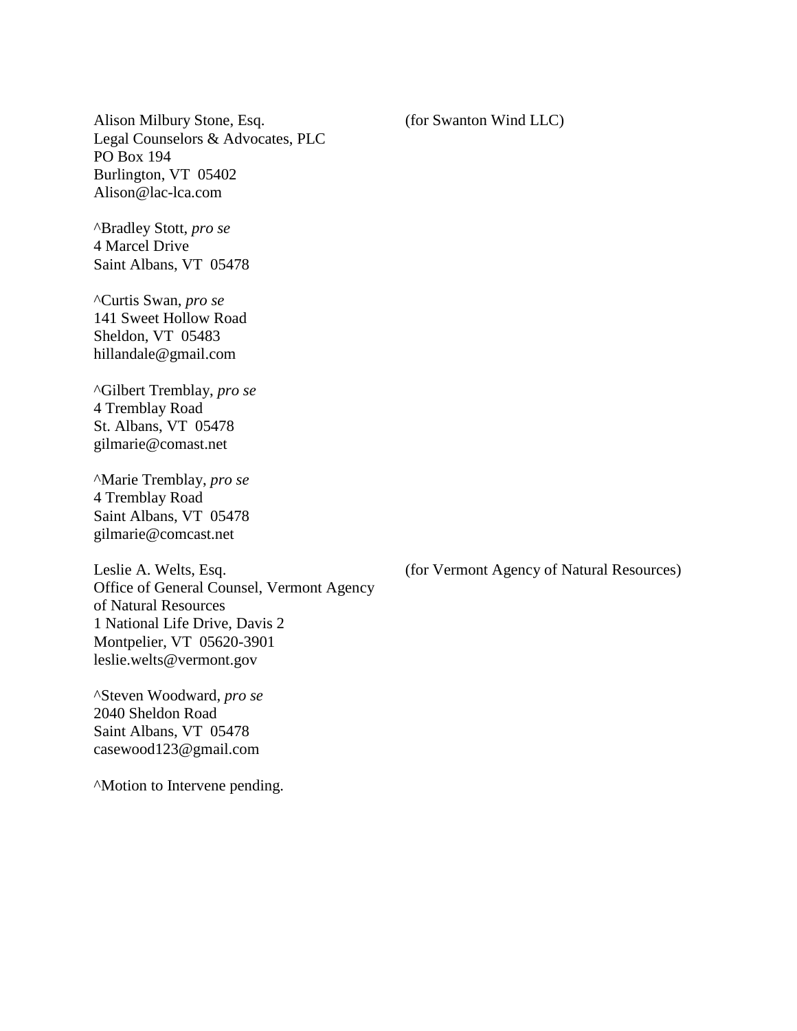Alison Milbury Stone, Esq. (for Swanton Wind LLC)
Legal Counselors & Advocates, PLC
PO Box 194
Burlington, VT 05402
Alison@lac-lca.com

^Bradley Stott, *pro se*
4 Marcel Drive
Saint Albans, VT 05478

^Curtis Swan, *pro se*
141 Sweet Hollow Road
Sheldon, VT 05483
hillandale@gmail.com

^Gilbert Tremblay, *pro se*
4 Tremblay Road
St. Albans, VT 05478
gilmarie@comast.net

^Marie Tremblay, *pro se*
4 Tremblay Road
Saint Albans, VT 05478
gilmarie@comcast.net

Leslie A. Welts, Esq. (for Vermont Agency of Natural Resources)
Office of General Counsel, Vermont Agency of Natural Resources
1 National Life Drive, Davis 2
Montpelier, VT 05620-3901
leslie.welts@vermont.gov

^Steven Woodward, *pro se*
2040 Sheldon Road
Saint Albans, VT 05478
casewood123@gmail.com

^Motion to Intervene pending.